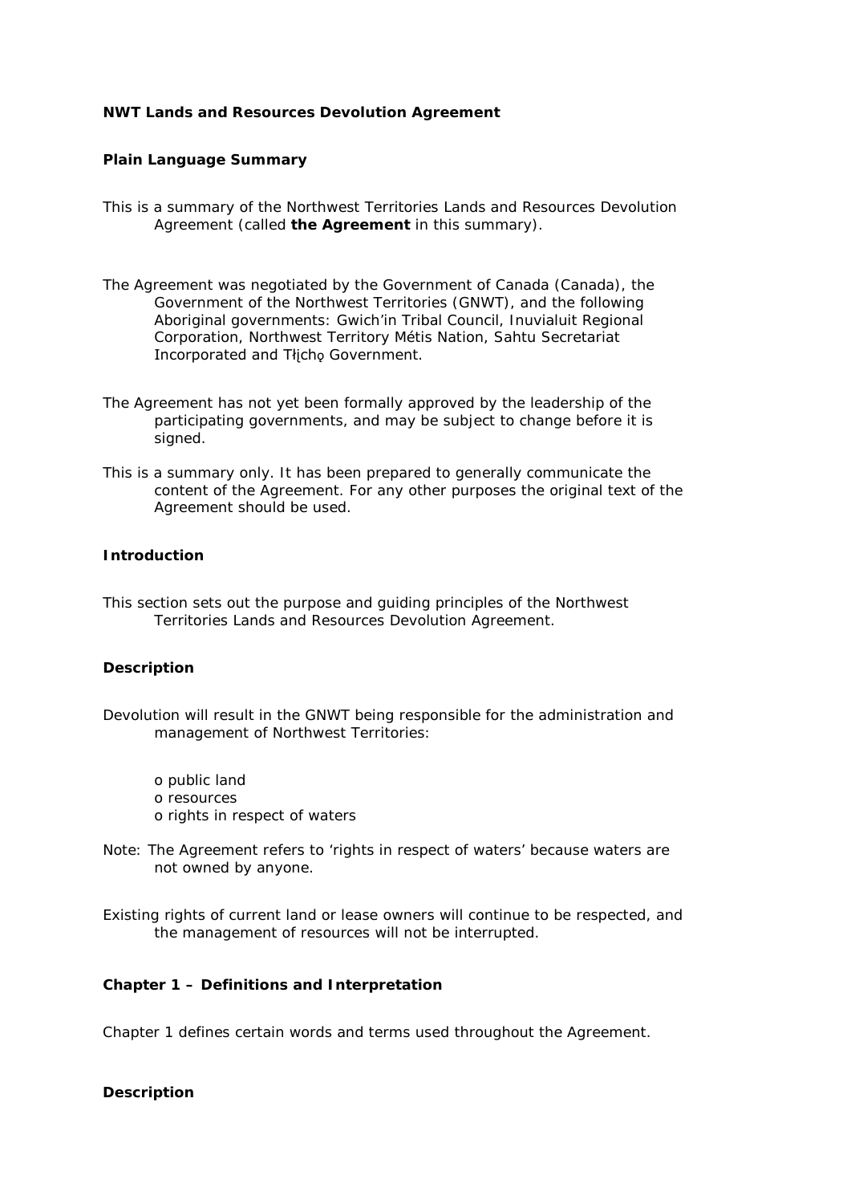**NWT Lands and Resources Devolution Agreement**

**Plain Language Summary**

This is a summary of the Northwest Territories Lands and Resources Devolution Agreement (called **the Agreement** in this summary).

The Agreement was negotiated by the Government of Canada (Canada), the Government of the Northwest Territories (GNWT), and the following Aboriginal governments: Gwich'in Tribal Council, Inuvialuit Regional Corporation, Northwest Territory Métis Nation, Sahtu Secretariat Incorporated and Tłı̨chǫ Government.

The Agreement has not yet been formally approved by the leadership of the participating governments, and may be subject to change before it is signed.

This is a summary only. It has been prepared to generally communicate the content of the Agreement. For any other purposes the original text of the Agreement should be used.

**Introduction**

This section sets out the purpose and guiding principles of the Northwest Territories Lands and Resources Devolution Agreement.

**Description**

Devolution will result in the GNWT being responsible for the administration and management of Northwest Territories:

- public land
- resources
- rights in respect of waters

Note: The Agreement refers to 'rights in respect of waters' because waters are not owned by anyone.

Existing rights of current land or lease owners will continue to be respected, and the management of resources will not be interrupted.

**Chapter 1 – Definitions and Interpretation**

Chapter 1 defines certain words and terms used throughout the Agreement.

**Description**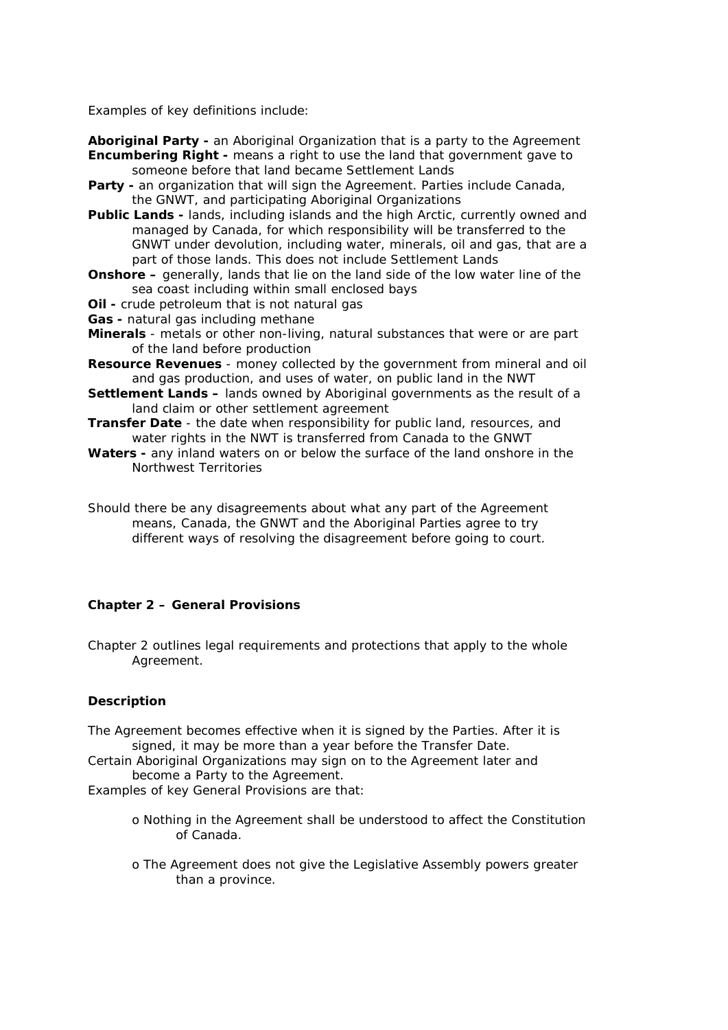Examples of key definitions include:

**Aboriginal Party -** an Aboriginal Organization that is a party to the Agreement
**Encumbering Right -** means a right to use the land that government gave to someone before that land became Settlement Lands
**Party -** an organization that will sign the Agreement. Parties include Canada, the GNWT, and participating Aboriginal Organizations
**Public Lands -** lands, including islands and the high Arctic, currently owned and managed by Canada, for which responsibility will be transferred to the GNWT under devolution, including water, minerals, oil and gas, that are a part of those lands. This does not include Settlement Lands
**Onshore –** generally, lands that lie on the land side of the low water line of the sea coast including within small enclosed bays
**Oil -** crude petroleum that is not natural gas
**Gas -** natural gas including methane
**Minerals** - metals or other non-living, natural substances that were or are part of the land before production
**Resource Revenues** - money collected by the government from mineral and oil and gas production, and uses of water, on public land in the NWT
**Settlement Lands –** lands owned by Aboriginal governments as the result of a land claim or other settlement agreement
**Transfer Date** - the date when responsibility for public land, resources, and water rights in the NWT is transferred from Canada to the GNWT
**Waters -** any inland waters on or below the surface of the land onshore in the Northwest Territories

Should there be any disagreements about what any part of the Agreement means, Canada, the GNWT and the Aboriginal Parties agree to try different ways of resolving the disagreement before going to court.

### Chapter 2 – General Provisions

Chapter 2 outlines legal requirements and protections that apply to the whole Agreement.

#### Description

The Agreement becomes effective when it is signed by the Parties. After it is signed, it may be more than a year before the Transfer Date.
Certain Aboriginal Organizations may sign on to the Agreement later and become a Party to the Agreement.
Examples of key General Provisions are that:

- Nothing in the Agreement shall be understood to affect the Constitution of Canada.
- The Agreement does not give the Legislative Assembly powers greater than a province.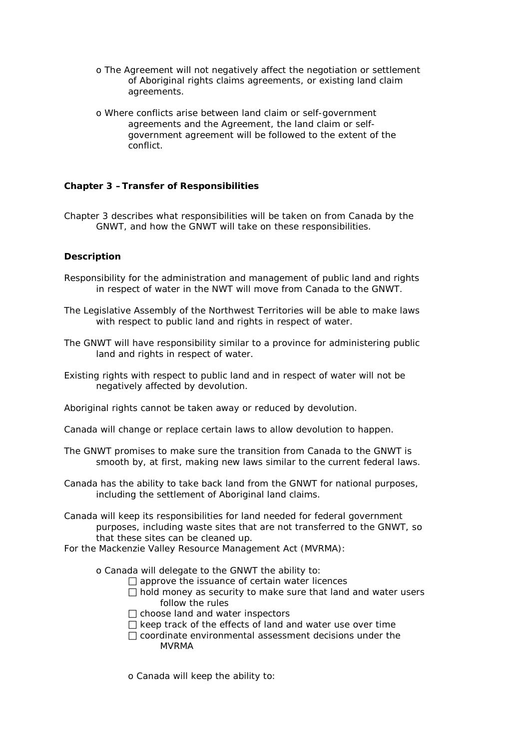- The Agreement will not negatively affect the negotiation or settlement of Aboriginal rights claims agreements, or existing land claim agreements.

- Where conflicts arise between land claim or self-government agreements and the Agreement, the land claim or self-government agreement will be followed to the extent of the conflict.

### Chapter 3 – Transfer of Responsibilities

Chapter 3 describes what responsibilities will be taken on from Canada by the GNWT, and how the GNWT will take on these responsibilities.

#### Description

Responsibility for the administration and management of public land and rights in respect of water in the NWT will move from Canada to the GNWT.

The Legislative Assembly of the Northwest Territories will be able to make laws with respect to public land and rights in respect of water.

The GNWT will have responsibility similar to a province for administering public land and rights in respect of water.

Existing rights with respect to public land and in respect of water will not be negatively affected by devolution.

Aboriginal rights cannot be taken away or reduced by devolution.

Canada will change or replace certain laws to allow devolution to happen.

The GNWT promises to make sure the transition from Canada to the GNWT is smooth by, at first, making new laws similar to the current federal laws.

Canada has the ability to take back land from the GNWT for national purposes, including the settlement of Aboriginal land claims.

Canada will keep its responsibilities for land needed for federal government purposes, including waste sites that are not transferred to the GNWT, so that these sites can be cleaned up.

For the Mackenzie Valley Resource Management Act (MVRMA):

- Canada will delegate to the GNWT the ability to:
  - approve the issuance of certain water licences
  - hold money as security to make sure that land and water users follow the rules
  - choose land and water inspectors
  - keep track of the effects of land and water use over time
  - coordinate environmental assessment decisions under the MVRMA

- Canada will keep the ability to: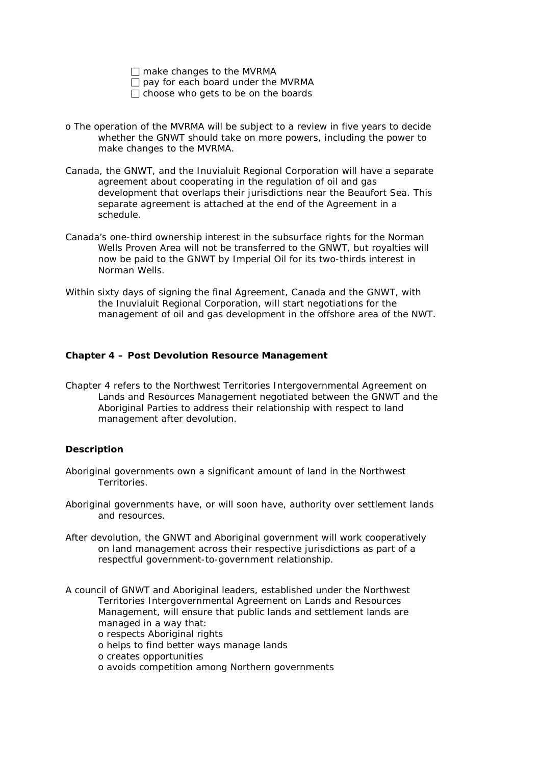- ☐ make changes to the MVRMA
- ☐ pay for each board under the MVRMA
- ☐ choose who gets to be on the boards

o The operation of the MVRMA will be subject to a review in five years to decide whether the GNWT should take on more powers, including the power to make changes to the MVRMA.

Canada, the GNWT, and the Inuvialuit Regional Corporation will have a separate agreement about cooperating in the regulation of oil and gas development that overlaps their jurisdictions near the Beaufort Sea. This separate agreement is attached at the end of the Agreement in a schedule.

Canada's one-third ownership interest in the subsurface rights for the Norman Wells Proven Area will not be transferred to the GNWT, but royalties will now be paid to the GNWT by Imperial Oil for its two-thirds interest in Norman Wells.

Within sixty days of signing the final Agreement, Canada and the GNWT, with the Inuvialuit Regional Corporation, will start negotiations for the management of oil and gas development in the offshore area of the NWT.

**Chapter 4 – Post Devolution Resource Management**

Chapter 4 refers to the Northwest Territories Intergovernmental Agreement on Lands and Resources Management negotiated between the GNWT and the Aboriginal Parties to address their relationship with respect to land management after devolution.

**Description**

Aboriginal governments own a significant amount of land in the Northwest Territories.

Aboriginal governments have, or will soon have, authority over settlement lands and resources.

After devolution, the GNWT and Aboriginal government will work cooperatively on land management across their respective jurisdictions as part of a respectful government-to-government relationship.

A council of GNWT and Aboriginal leaders, established under the Northwest Territories Intergovernmental Agreement on Lands and Resources Management, will ensure that public lands and settlement lands are managed in a way that:

- o respects Aboriginal rights
- o helps to find better ways manage lands
- o creates opportunities
- o avoids competition among Northern governments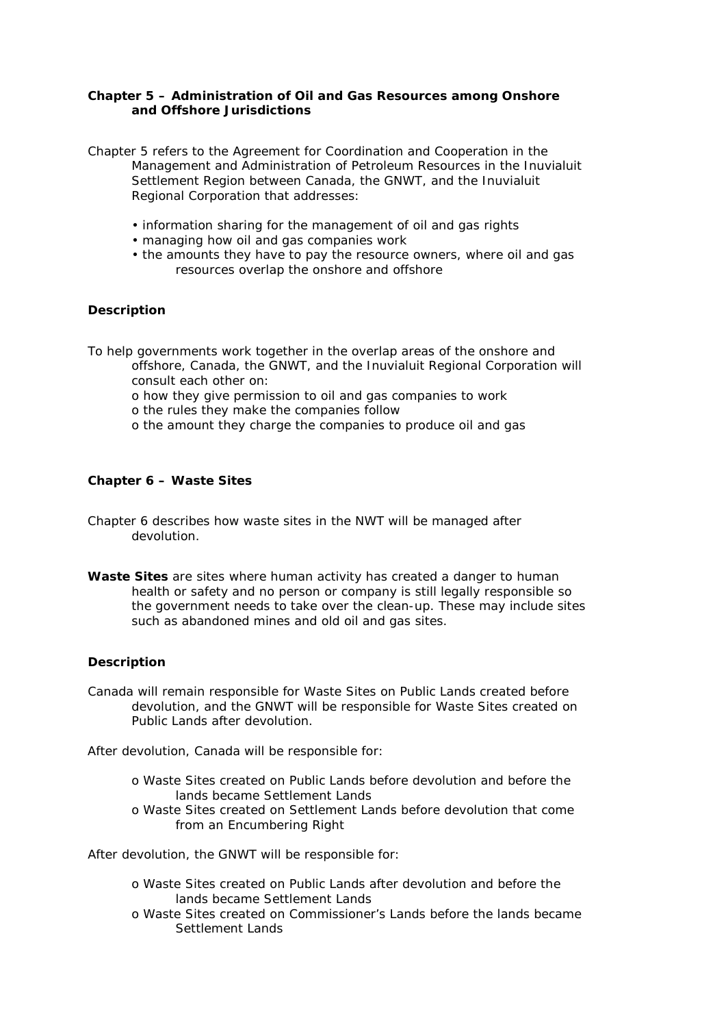## Chapter 5 – Administration of Oil and Gas Resources among Onshore and Offshore Jurisdictions

Chapter 5 refers to the Agreement for Coordination and Cooperation in the Management and Administration of Petroleum Resources in the Inuvialuit Settlement Region between Canada, the GNWT, and the Inuvialuit Regional Corporation that addresses:

- information sharing for the management of oil and gas rights
- managing how oil and gas companies work
- the amounts they have to pay the resource owners, where oil and gas resources overlap the onshore and offshore

### Description

To help governments work together in the overlap areas of the onshore and offshore, Canada, the GNWT, and the Inuvialuit Regional Corporation will consult each other on:

- how they give permission to oil and gas companies to work
- the rules they make the companies follow
- the amount they charge the companies to produce oil and gas

## Chapter 6 – Waste Sites

Chapter 6 describes how waste sites in the NWT will be managed after devolution.

**Waste Sites** are sites where human activity has created a danger to human health or safety and no person or company is still legally responsible so the government needs to take over the clean-up. These may include sites such as abandoned mines and old oil and gas sites.

### Description

Canada will remain responsible for Waste Sites on Public Lands created before devolution, and the GNWT will be responsible for Waste Sites created on Public Lands after devolution.

After devolution, Canada will be responsible for:

- Waste Sites created on Public Lands before devolution and before the lands became Settlement Lands
- Waste Sites created on Settlement Lands before devolution that come from an Encumbering Right

After devolution, the GNWT will be responsible for:

- Waste Sites created on Public Lands after devolution and before the lands became Settlement Lands
- Waste Sites created on Commissioner's Lands before the lands became Settlement Lands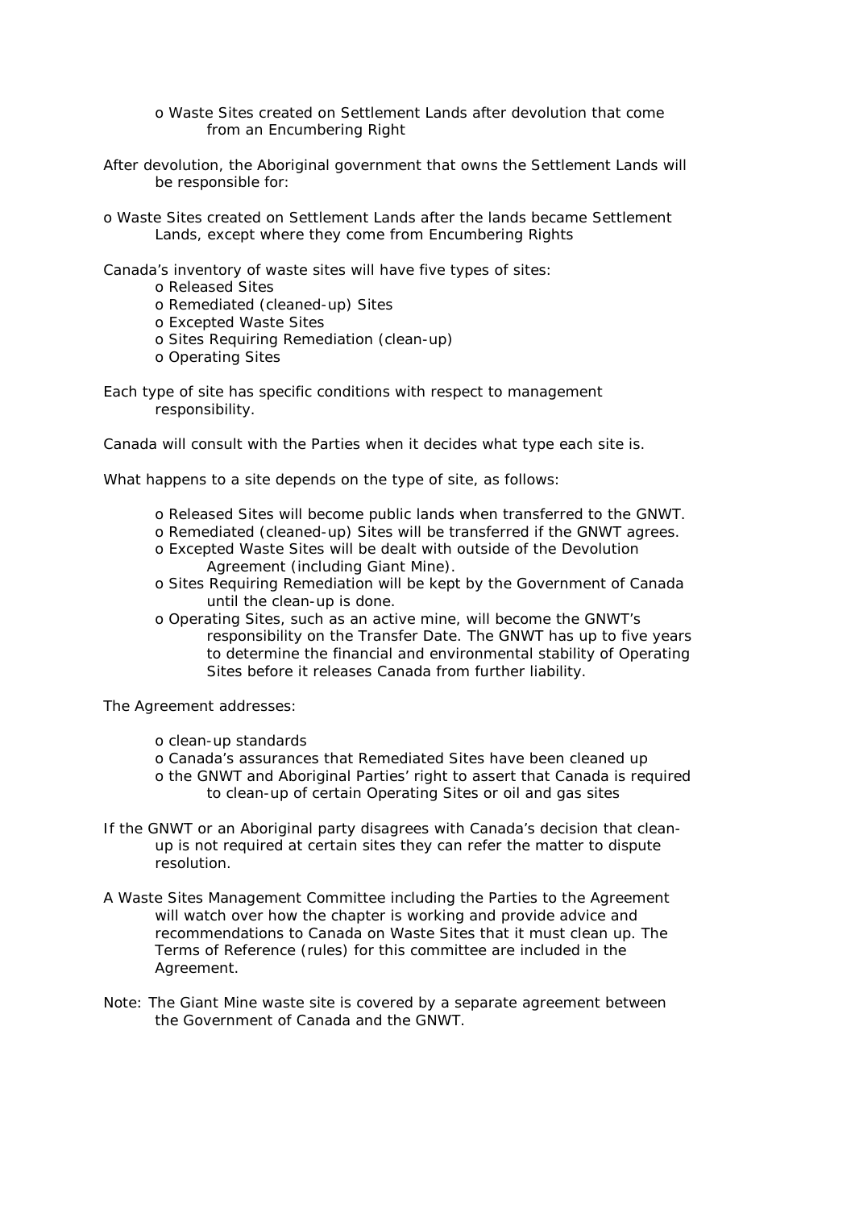- Waste Sites created on Settlement Lands after devolution that come from an Encumbering Right

After devolution, the Aboriginal government that owns the Settlement Lands will be responsible for:

- Waste Sites created on Settlement Lands after the lands became Settlement Lands, except where they come from Encumbering Rights

Canada's inventory of waste sites will have five types of sites:

- Released Sites
- Remediated (cleaned-up) Sites
- Excepted Waste Sites
- Sites Requiring Remediation (clean-up)
- Operating Sites

Each type of site has specific conditions with respect to management responsibility.

Canada will consult with the Parties when it decides what type each site is.

What happens to a site depends on the type of site, as follows:

- Released Sites will become public lands when transferred to the GNWT.
- Remediated (cleaned-up) Sites will be transferred if the GNWT agrees.
- Excepted Waste Sites will be dealt with outside of the Devolution Agreement (including Giant Mine).
- Sites Requiring Remediation will be kept by the Government of Canada until the clean-up is done.
- Operating Sites, such as an active mine, will become the GNWT's responsibility on the Transfer Date. The GNWT has up to five years to determine the financial and environmental stability of Operating Sites before it releases Canada from further liability.

The Agreement addresses:

- clean-up standards
- Canada's assurances that Remediated Sites have been cleaned up
- the GNWT and Aboriginal Parties' right to assert that Canada is required to clean-up of certain Operating Sites or oil and gas sites

If the GNWT or an Aboriginal party disagrees with Canada's decision that clean-up is not required at certain sites they can refer the matter to dispute resolution.

A Waste Sites Management Committee including the Parties to the Agreement will watch over how the chapter is working and provide advice and recommendations to Canada on Waste Sites that it must clean up. The Terms of Reference (rules) for this committee are included in the Agreement.

Note: The Giant Mine waste site is covered by a separate agreement between the Government of Canada and the GNWT.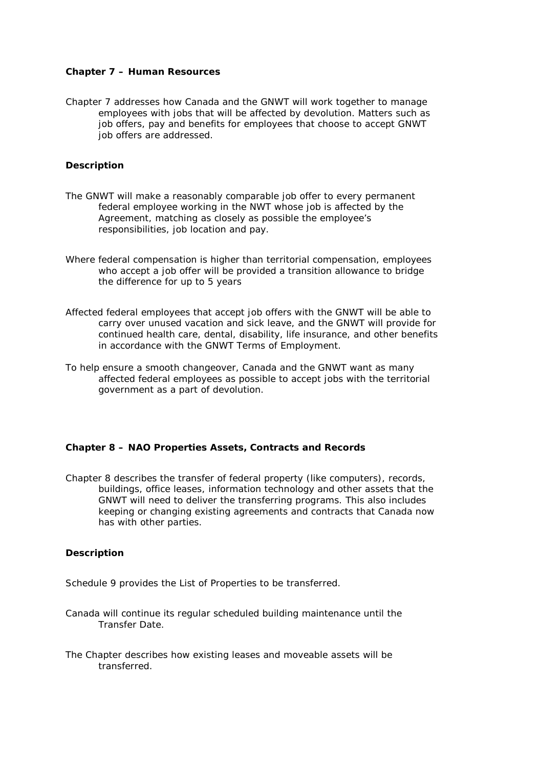## Chapter 7 – Human Resources

Chapter 7 addresses how Canada and the GNWT will work together to manage employees with jobs that will be affected by devolution. Matters such as job offers, pay and benefits for employees that choose to accept GNWT job offers are addressed.

### Description

The GNWT will make a reasonably comparable job offer to every permanent federal employee working in the NWT whose job is affected by the Agreement, matching as closely as possible the employee's responsibilities, job location and pay.

Where federal compensation is higher than territorial compensation, employees who accept a job offer will be provided a transition allowance to bridge the difference for up to 5 years

Affected federal employees that accept job offers with the GNWT will be able to carry over unused vacation and sick leave, and the GNWT will provide for continued health care, dental, disability, life insurance, and other benefits in accordance with the GNWT Terms of Employment.

To help ensure a smooth changeover, Canada and the GNWT want as many affected federal employees as possible to accept jobs with the territorial government as a part of devolution.

## Chapter 8 – NAO Properties Assets, Contracts and Records

Chapter 8 describes the transfer of federal property (like computers), records, buildings, office leases, information technology and other assets that the GNWT will need to deliver the transferring programs. This also includes keeping or changing existing agreements and contracts that Canada now has with other parties.

### Description

Schedule 9 provides the List of Properties to be transferred.

Canada will continue its regular scheduled building maintenance until the Transfer Date.

The Chapter describes how existing leases and moveable assets will be transferred.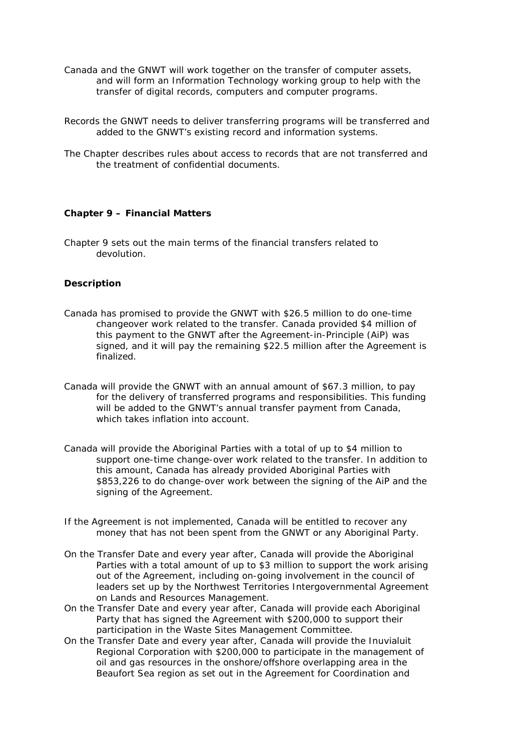Canada and the GNWT will work together on the transfer of computer assets, and will form an Information Technology working group to help with the transfer of digital records, computers and computer programs.

Records the GNWT needs to deliver transferring programs will be transferred and added to the GNWT's existing record and information systems.

The Chapter describes rules about access to records that are not transferred and the treatment of confidential documents.

**Chapter 9 – Financial Matters**

Chapter 9 sets out the main terms of the financial transfers related to devolution.

**Description**

Canada has promised to provide the GNWT with $26.5 million to do one-time changeover work related to the transfer. Canada provided $4 million of this payment to the GNWT after the Agreement-in-Principle (AiP) was signed, and it will pay the remaining $22.5 million after the Agreement is finalized.

Canada will provide the GNWT with an annual amount of $67.3 million, to pay for the delivery of transferred programs and responsibilities. This funding will be added to the GNWT's annual transfer payment from Canada, which takes inflation into account.

Canada will provide the Aboriginal Parties with a total of up to $4 million to support one-time change-over work related to the transfer. In addition to this amount, Canada has already provided Aboriginal Parties with $853,226 to do change-over work between the signing of the AiP and the signing of the Agreement.

If the Agreement is not implemented, Canada will be entitled to recover any money that has not been spent from the GNWT or any Aboriginal Party.

On the Transfer Date and every year after, Canada will provide the Aboriginal Parties with a total amount of up to $3 million to support the work arising out of the Agreement, including on-going involvement in the council of leaders set up by the Northwest Territories Intergovernmental Agreement on Lands and Resources Management.

On the Transfer Date and every year after, Canada will provide each Aboriginal Party that has signed the Agreement with $200,000 to support their participation in the Waste Sites Management Committee.

On the Transfer Date and every year after, Canada will provide the Inuvialuit Regional Corporation with $200,000 to participate in the management of oil and gas resources in the onshore/offshore overlapping area in the Beaufort Sea region as set out in the Agreement for Coordination and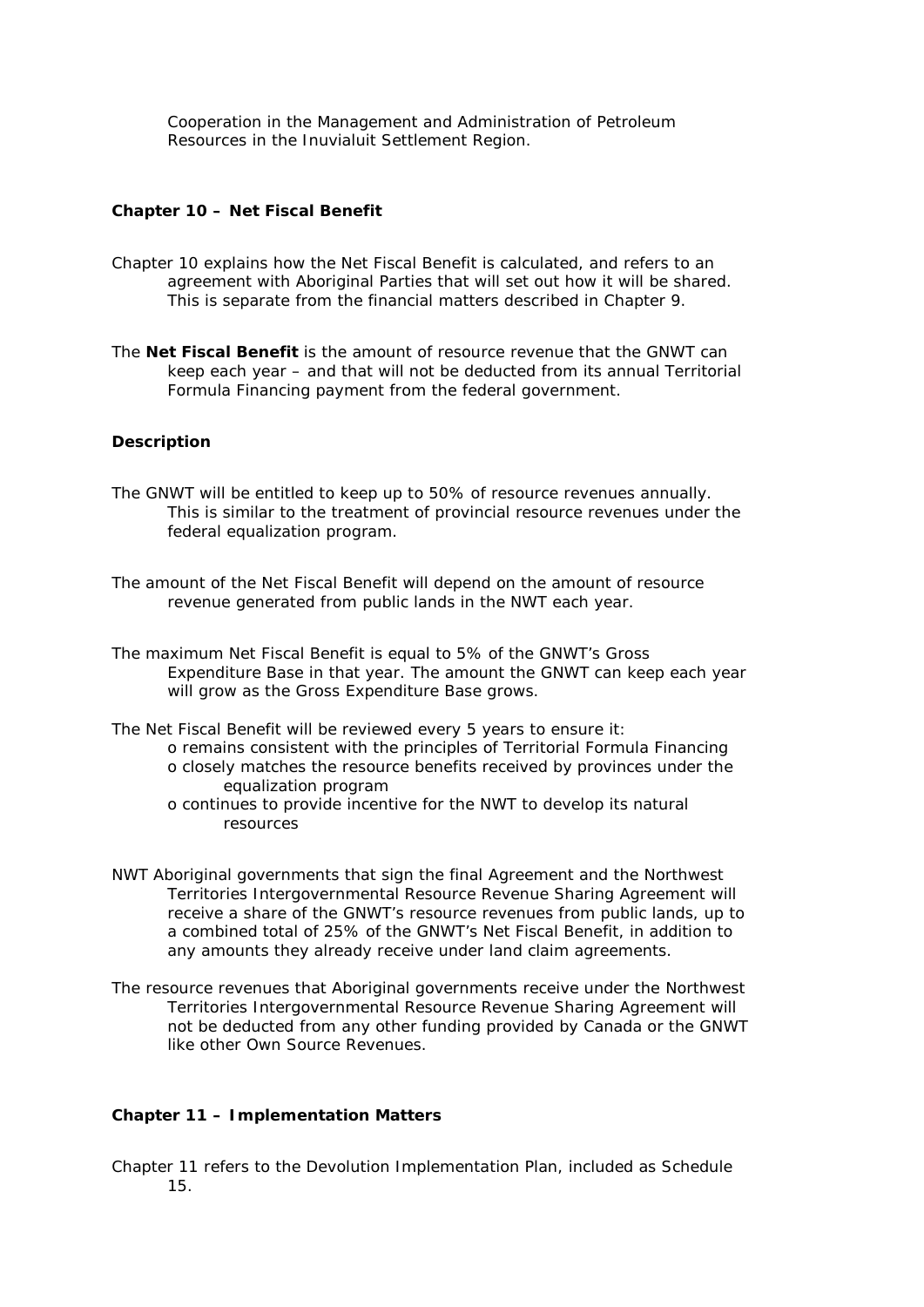Cooperation in the Management and Administration of Petroleum Resources in the Inuvialuit Settlement Region.

**Chapter 10 – Net Fiscal Benefit**

Chapter 10 explains how the Net Fiscal Benefit is calculated, and refers to an agreement with Aboriginal Parties that will set out how it will be shared. This is separate from the financial matters described in Chapter 9.

The **Net Fiscal Benefit** is the amount of resource revenue that the GNWT can keep each year – and that will not be deducted from its annual Territorial Formula Financing payment from the federal government.

**Description**

The GNWT will be entitled to keep up to 50% of resource revenues annually. This is similar to the treatment of provincial resource revenues under the federal equalization program.

The amount of the Net Fiscal Benefit will depend on the amount of resource revenue generated from public lands in the NWT each year.

The maximum Net Fiscal Benefit is equal to 5% of the GNWT's Gross Expenditure Base in that year. The amount the GNWT can keep each year will grow as the Gross Expenditure Base grows.

The Net Fiscal Benefit will be reviewed every 5 years to ensure it:

- remains consistent with the principles of Territorial Formula Financing
- closely matches the resource benefits received by provinces under the equalization program
- continues to provide incentive for the NWT to develop its natural resources

NWT Aboriginal governments that sign the final Agreement and the Northwest Territories Intergovernmental Resource Revenue Sharing Agreement will receive a share of the GNWT's resource revenues from public lands, up to a combined total of 25% of the GNWT's Net Fiscal Benefit, in addition to any amounts they already receive under land claim agreements.

The resource revenues that Aboriginal governments receive under the Northwest Territories Intergovernmental Resource Revenue Sharing Agreement will not be deducted from any other funding provided by Canada or the GNWT like other Own Source Revenues.

**Chapter 11 – Implementation Matters**

Chapter 11 refers to the Devolution Implementation Plan, included as Schedule 15.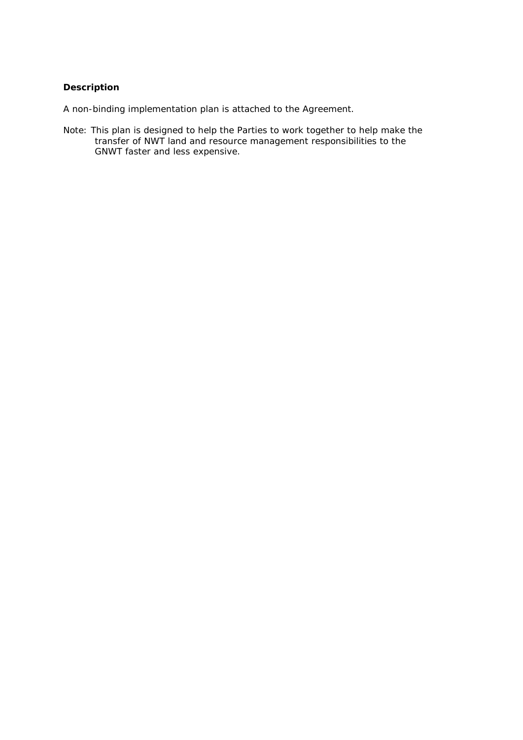**Description**

A non-binding implementation plan is attached to the Agreement.

Note: This plan is designed to help the Parties to work together to help make the transfer of NWT land and resource management responsibilities to the GNWT faster and less expensive.